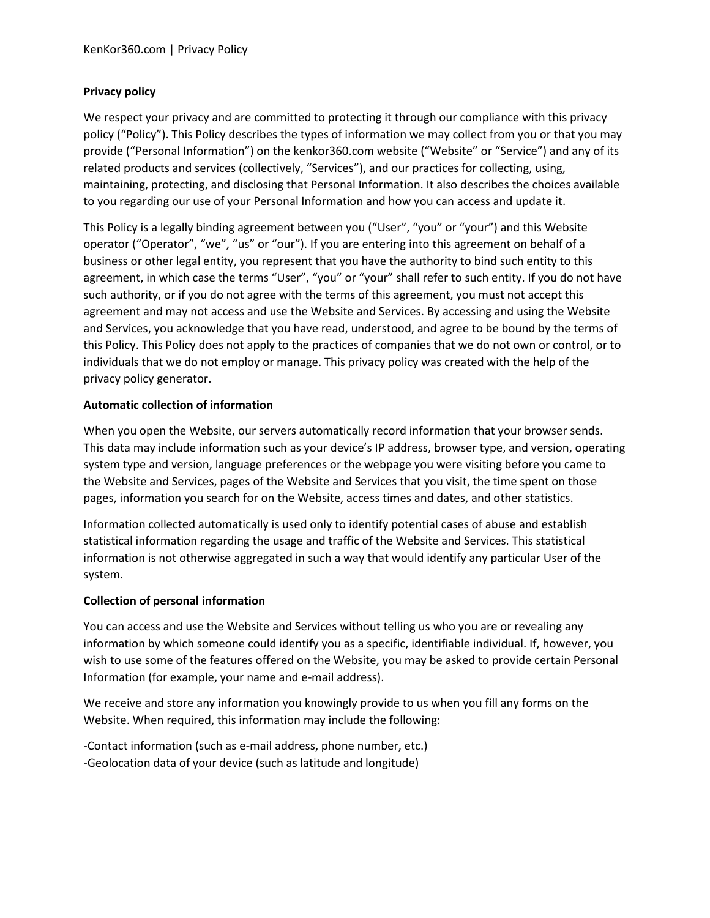## Privacy policy

We respect your privacy and are committed to protecting it through our compliance with this privacy policy ("Policy"). This Policy describes the types of information we may collect from you or that you may provide ("Personal Information") on the kenkor360.com website ("Website" or "Service") and any of its related products and services (collectively, "Services"), and our practices for collecting, using, maintaining, protecting, and disclosing that Personal Information. It also describes the choices available to you regarding our use of your Personal Information and how you can access and update it.

This Policy is a legally binding agreement between you ("User", "you" or "your") and this Website operator ("Operator", "we", "us" or "our"). If you are entering into this agreement on behalf of a business or other legal entity, you represent that you have the authority to bind such entity to this agreement, in which case the terms "User", "you" or "your" shall refer to such entity. If you do not have such authority, or if you do not agree with the terms of this agreement, you must not accept this agreement and may not access and use the Website and Services. By accessing and using the Website and Services, you acknowledge that you have read, understood, and agree to be bound by the terms of this Policy. This Policy does not apply to the practices of companies that we do not own or control, or to individuals that we do not employ or manage. This privacy policy was created with the help of the privacy policy generator.

### Automatic collection of information

When you open the Website, our servers automatically record information that your browser sends. This data may include information such as your device's IP address, browser type, and version, operating system type and version, language preferences or the webpage you were visiting before you came to the Website and Services, pages of the Website and Services that you visit, the time spent on those pages, information you search for on the Website, access times and dates, and other statistics.

Information collected automatically is used only to identify potential cases of abuse and establish statistical information regarding the usage and traffic of the Website and Services. This statistical information is not otherwise aggregated in such a way that would identify any particular User of the system.

### Collection of personal information

You can access and use the Website and Services without telling us who you are or revealing any information by which someone could identify you as a specific, identifiable individual. If, however, you wish to use some of the features offered on the Website, you may be asked to provide certain Personal Information (for example, your name and e-mail address).

We receive and store any information you knowingly provide to us when you fill any forms on the Website. When required, this information may include the following:

- Contact information (such as e-mail address, phone number, etc.)
- Geolocation data of your device (such as latitude and longitude)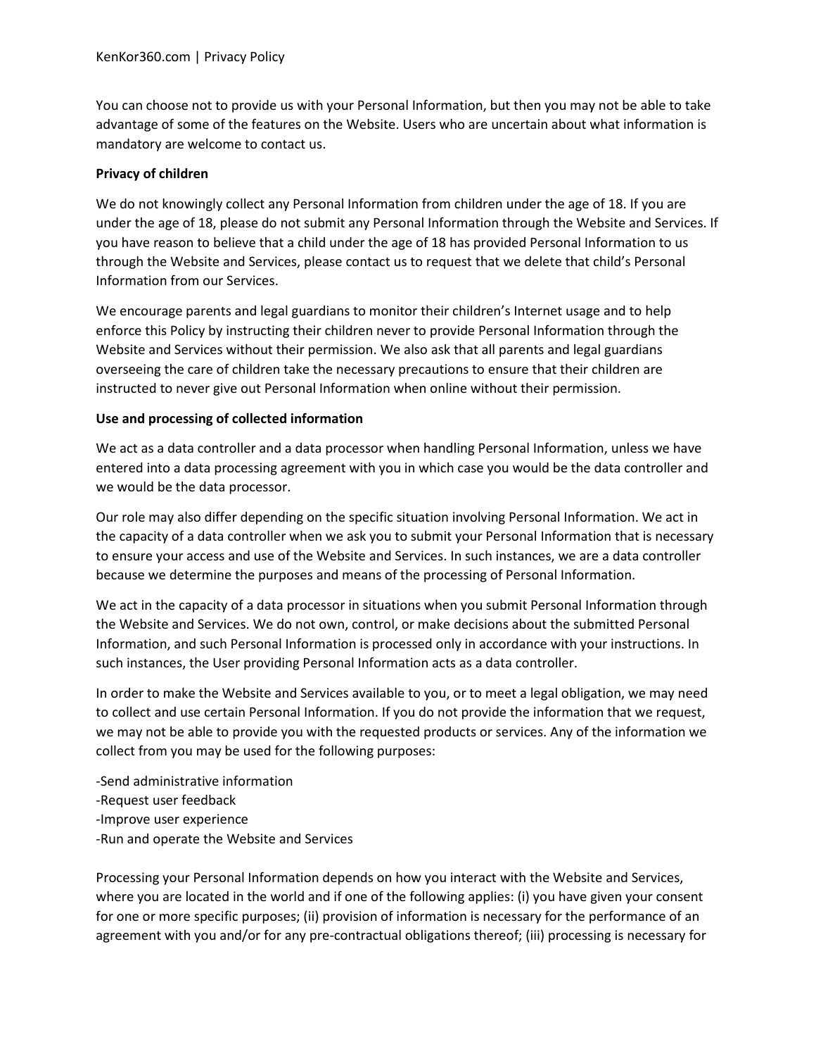You can choose not to provide us with your Personal Information, but then you may not be able to take advantage of some of the features on the Website. Users who are uncertain about what information is mandatory are welcome to contact us.

**Privacy of children**

We do not knowingly collect any Personal Information from children under the age of 18. If you are under the age of 18, please do not submit any Personal Information through the Website and Services. If you have reason to believe that a child under the age of 18 has provided Personal Information to us through the Website and Services, please contact us to request that we delete that child's Personal Information from our Services.

We encourage parents and legal guardians to monitor their children's Internet usage and to help enforce this Policy by instructing their children never to provide Personal Information through the Website and Services without their permission. We also ask that all parents and legal guardians overseeing the care of children take the necessary precautions to ensure that their children are instructed to never give out Personal Information when online without their permission.

**Use and processing of collected information**

We act as a data controller and a data processor when handling Personal Information, unless we have entered into a data processing agreement with you in which case you would be the data controller and we would be the data processor.

Our role may also differ depending on the specific situation involving Personal Information. We act in the capacity of a data controller when we ask you to submit your Personal Information that is necessary to ensure your access and use of the Website and Services. In such instances, we are a data controller because we determine the purposes and means of the processing of Personal Information.

We act in the capacity of a data processor in situations when you submit Personal Information through the Website and Services. We do not own, control, or make decisions about the submitted Personal Information, and such Personal Information is processed only in accordance with your instructions. In such instances, the User providing Personal Information acts as a data controller.

In order to make the Website and Services available to you, or to meet a legal obligation, we may need to collect and use certain Personal Information. If you do not provide the information that we request, we may not be able to provide you with the requested products or services. Any of the information we collect from you may be used for the following purposes:

-Send administrative information
-Request user feedback
-Improve user experience
-Run and operate the Website and Services

Processing your Personal Information depends on how you interact with the Website and Services, where you are located in the world and if one of the following applies: (i) you have given your consent for one or more specific purposes; (ii) provision of information is necessary for the performance of an agreement with you and/or for any pre-contractual obligations thereof; (iii) processing is necessary for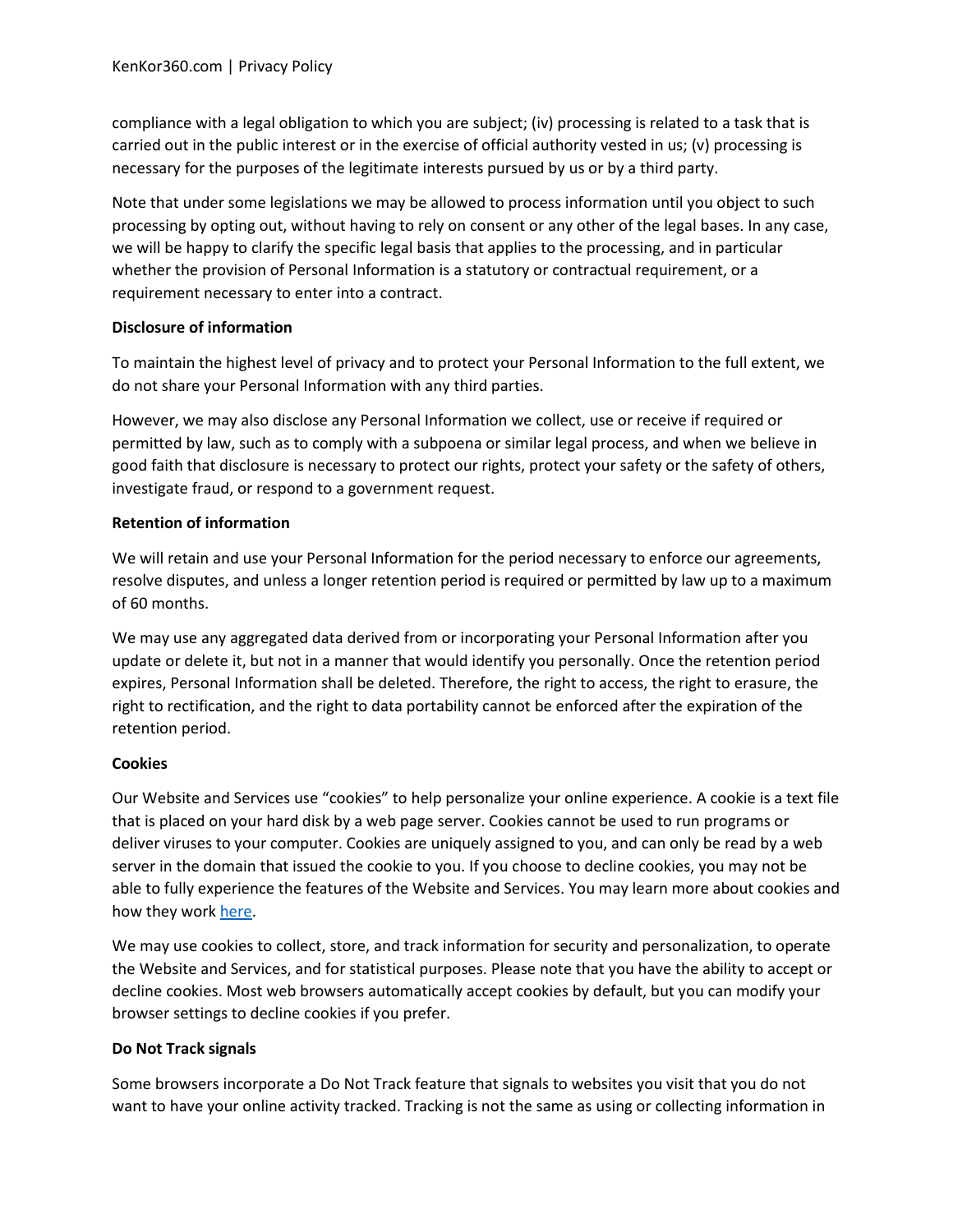compliance with a legal obligation to which you are subject; (iv) processing is related to a task that is carried out in the public interest or in the exercise of official authority vested in us; (v) processing is necessary for the purposes of the legitimate interests pursued by us or by a third party.

Note that under some legislations we may be allowed to process information until you object to such processing by opting out, without having to rely on consent or any other of the legal bases. In any case, we will be happy to clarify the specific legal basis that applies to the processing, and in particular whether the provision of Personal Information is a statutory or contractual requirement, or a requirement necessary to enter into a contract.

**Disclosure of information**

To maintain the highest level of privacy and to protect your Personal Information to the full extent, we do not share your Personal Information with any third parties.

However, we may also disclose any Personal Information we collect, use or receive if required or permitted by law, such as to comply with a subpoena or similar legal process, and when we believe in good faith that disclosure is necessary to protect our rights, protect your safety or the safety of others, investigate fraud, or respond to a government request.

**Retention of information**

We will retain and use your Personal Information for the period necessary to enforce our agreements, resolve disputes, and unless a longer retention period is required or permitted by law up to a maximum of 60 months.

We may use any aggregated data derived from or incorporating your Personal Information after you update or delete it, but not in a manner that would identify you personally. Once the retention period expires, Personal Information shall be deleted. Therefore, the right to access, the right to erasure, the right to rectification, and the right to data portability cannot be enforced after the expiration of the retention period.

**Cookies**

Our Website and Services use "cookies" to help personalize your online experience. A cookie is a text file that is placed on your hard disk by a web page server. Cookies cannot be used to run programs or deliver viruses to your computer. Cookies are uniquely assigned to you, and can only be read by a web server in the domain that issued the cookie to you. If you choose to decline cookies, you may not be able to fully experience the features of the Website and Services. You may learn more about cookies and how they work here.

We may use cookies to collect, store, and track information for security and personalization, to operate the Website and Services, and for statistical purposes. Please note that you have the ability to accept or decline cookies. Most web browsers automatically accept cookies by default, but you can modify your browser settings to decline cookies if you prefer.

**Do Not Track signals**

Some browsers incorporate a Do Not Track feature that signals to websites you visit that you do not want to have your online activity tracked. Tracking is not the same as using or collecting information in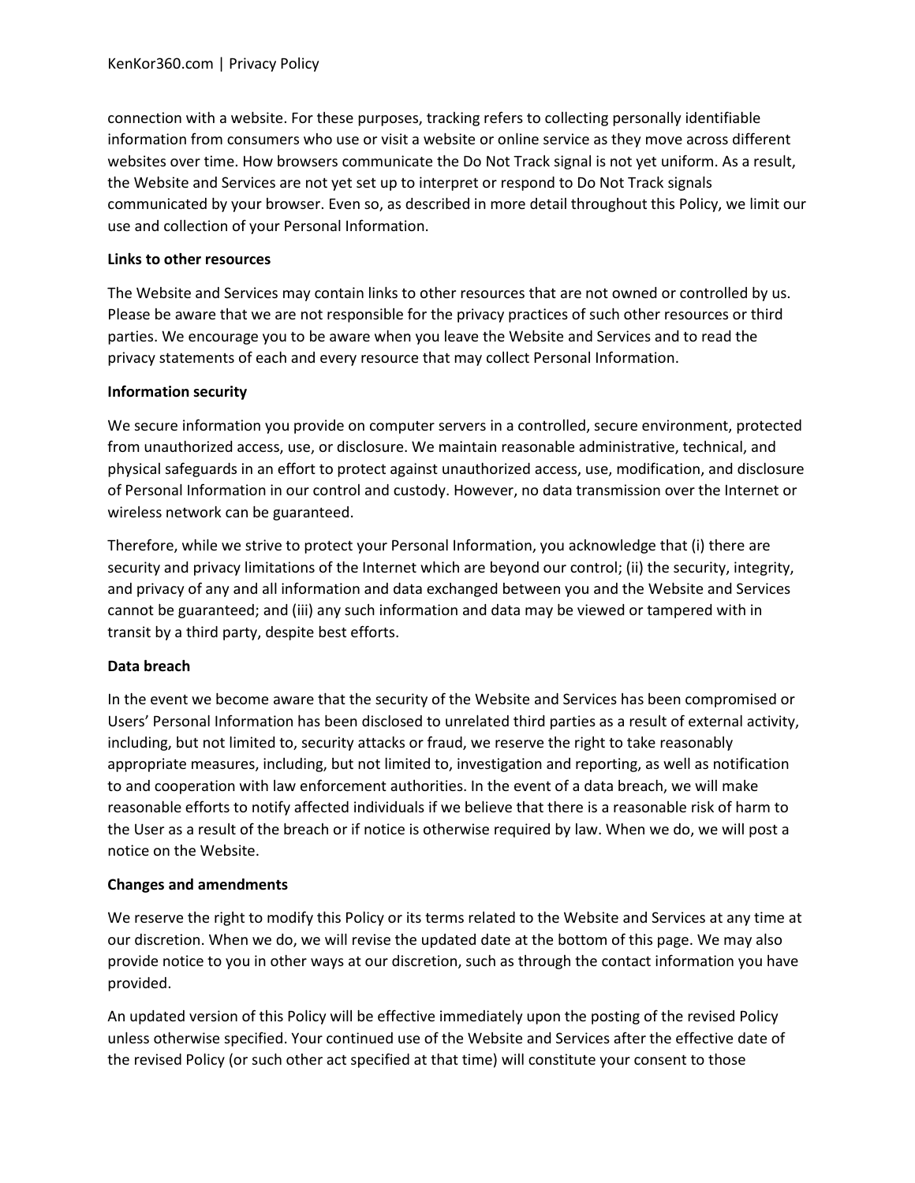connection with a website. For these purposes, tracking refers to collecting personally identifiable information from consumers who use or visit a website or online service as they move across different websites over time. How browsers communicate the Do Not Track signal is not yet uniform. As a result, the Website and Services are not yet set up to interpret or respond to Do Not Track signals communicated by your browser. Even so, as described in more detail throughout this Policy, we limit our use and collection of your Personal Information.

**Links to other resources**

The Website and Services may contain links to other resources that are not owned or controlled by us. Please be aware that we are not responsible for the privacy practices of such other resources or third parties. We encourage you to be aware when you leave the Website and Services and to read the privacy statements of each and every resource that may collect Personal Information.

**Information security**

We secure information you provide on computer servers in a controlled, secure environment, protected from unauthorized access, use, or disclosure. We maintain reasonable administrative, technical, and physical safeguards in an effort to protect against unauthorized access, use, modification, and disclosure of Personal Information in our control and custody. However, no data transmission over the Internet or wireless network can be guaranteed.

Therefore, while we strive to protect your Personal Information, you acknowledge that (i) there are security and privacy limitations of the Internet which are beyond our control; (ii) the security, integrity, and privacy of any and all information and data exchanged between you and the Website and Services cannot be guaranteed; and (iii) any such information and data may be viewed or tampered with in transit by a third party, despite best efforts.

**Data breach**

In the event we become aware that the security of the Website and Services has been compromised or Users' Personal Information has been disclosed to unrelated third parties as a result of external activity, including, but not limited to, security attacks or fraud, we reserve the right to take reasonably appropriate measures, including, but not limited to, investigation and reporting, as well as notification to and cooperation with law enforcement authorities. In the event of a data breach, we will make reasonable efforts to notify affected individuals if we believe that there is a reasonable risk of harm to the User as a result of the breach or if notice is otherwise required by law. When we do, we will post a notice on the Website.

**Changes and amendments**

We reserve the right to modify this Policy or its terms related to the Website and Services at any time at our discretion. When we do, we will revise the updated date at the bottom of this page. We may also provide notice to you in other ways at our discretion, such as through the contact information you have provided.

An updated version of this Policy will be effective immediately upon the posting of the revised Policy unless otherwise specified. Your continued use of the Website and Services after the effective date of the revised Policy (or such other act specified at that time) will constitute your consent to those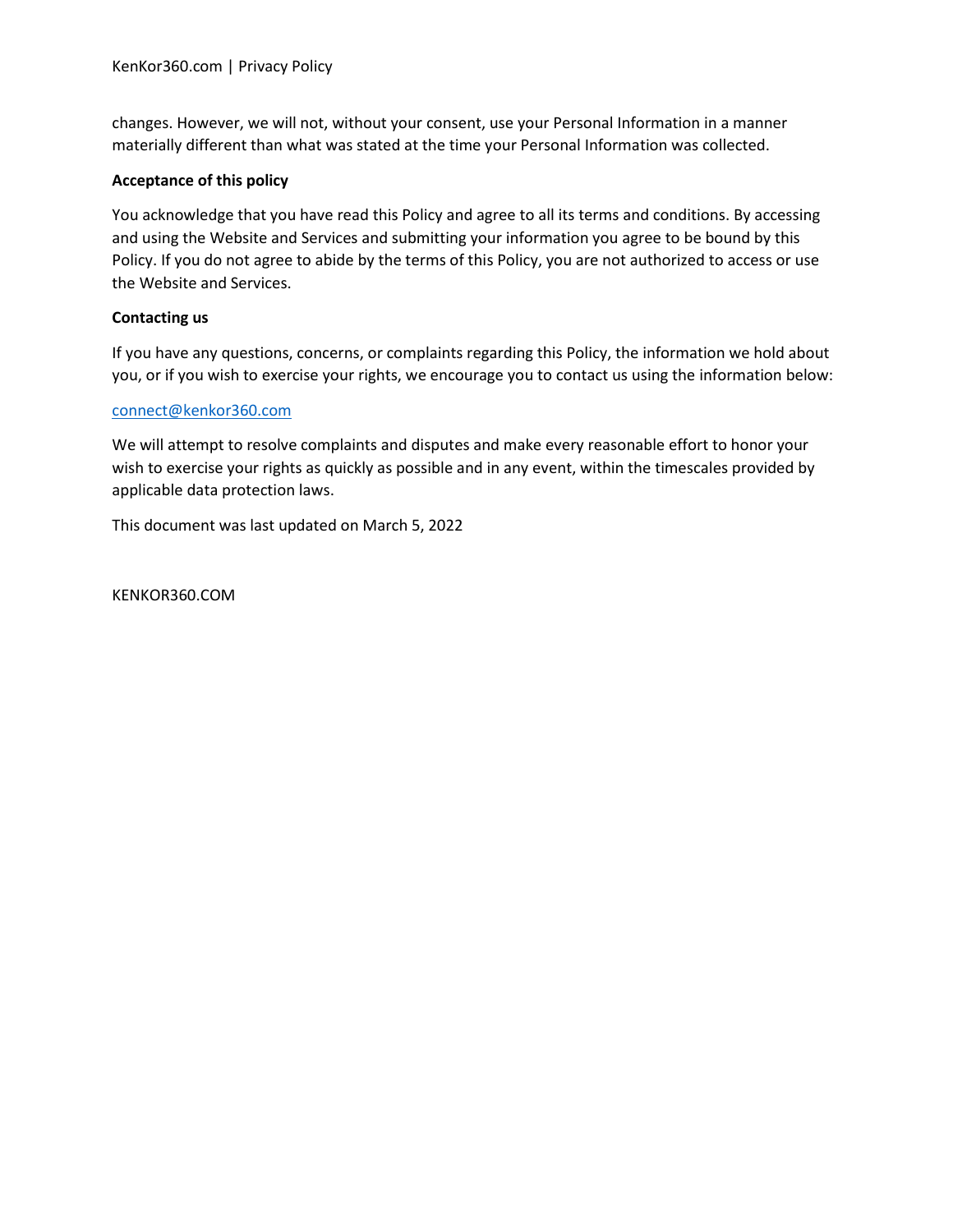changes. However, we will not, without your consent, use your Personal Information in a manner materially different than what was stated at the time your Personal Information was collected.

**Acceptance of this policy**

You acknowledge that you have read this Policy and agree to all its terms and conditions. By accessing and using the Website and Services and submitting your information you agree to be bound by this Policy. If you do not agree to abide by the terms of this Policy, you are not authorized to access or use the Website and Services.

**Contacting us**

If you have any questions, concerns, or complaints regarding this Policy, the information we hold about you, or if you wish to exercise your rights, we encourage you to contact us using the information below:

[connect@kenkor360.com](mailto:connect@kenkor360.com)

We will attempt to resolve complaints and disputes and make every reasonable effort to honor your wish to exercise your rights as quickly as possible and in any event, within the timescales provided by applicable data protection laws.

This document was last updated on March 5, 2022

KENKOR360.COM